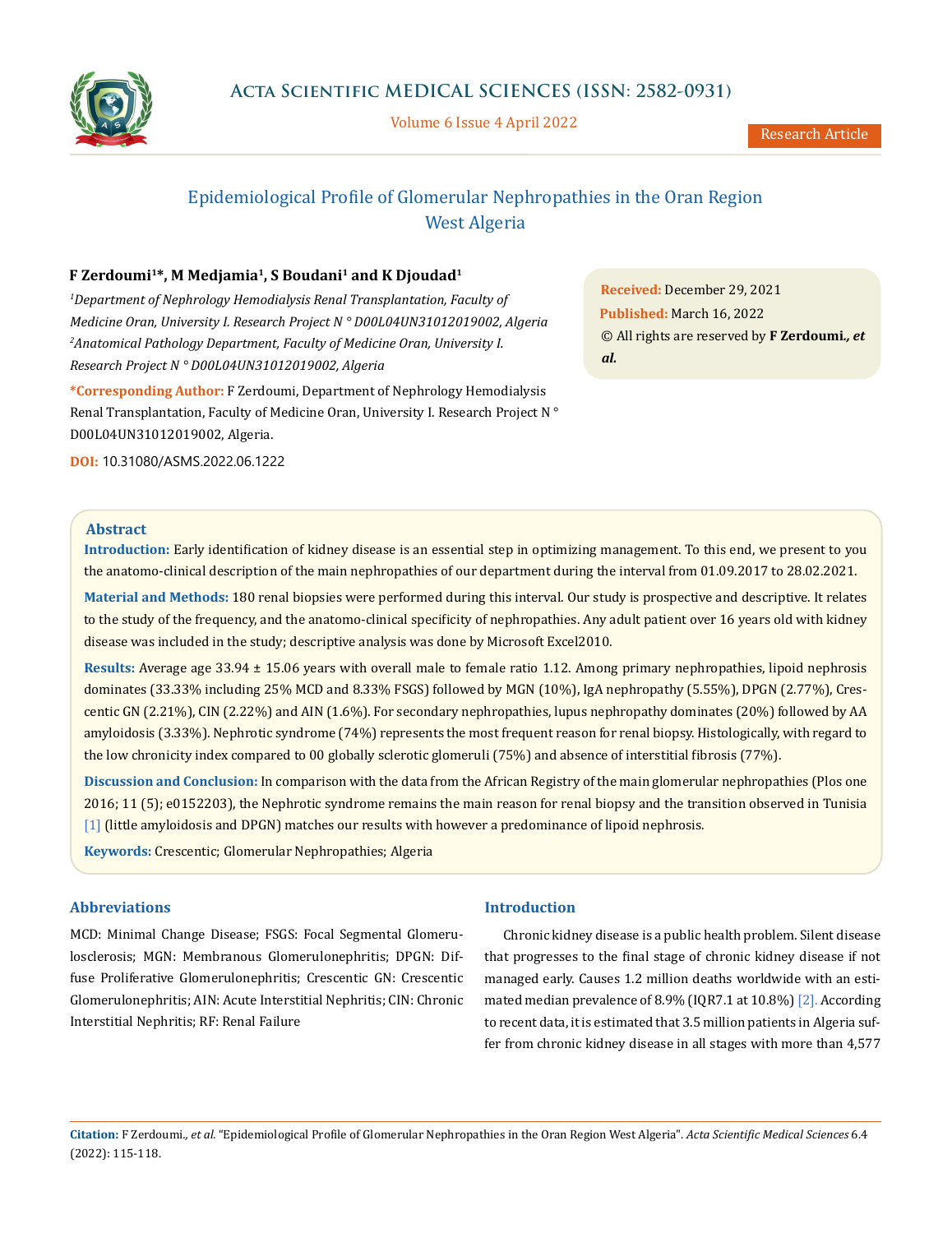# Epidemiological Profile of Glomerular Nephropathies in the Oran Region West Algeria

**F Zerdoumi[1]*, M Medjamia[1], S Boudani[1] and K Djoudad[1]**

[1]*Department of Nephrology Hemodialysis Renal Transplantation, Faculty of Medicine Oran, University I. Research Project N ° D00L04UN31012019002, Algeria*

[2]*Anatomical Pathology Department, Faculty of Medicine Oran, University I. Research Project N ° D00L04UN31012019002, Algeria*

**\*Corresponding Author:** F Zerdoumi, Department of Nephrology Hemodialysis Renal Transplantation, Faculty of Medicine Oran, University I. Research Project N ° D00L04UN31012019002, Algeria.

**DOI:** 10.31080/ASMS.2022.06.1222

**Received:** December 29, 2021
**Published:** March 16, 2022
© All rights are reserved by **F Zerdoumi*., et al.***

## Abstract

**Introduction:** Early identification of kidney disease is an essential step in optimizing management. To this end, we present to you the anatomo-clinical description of the main nephropathies of our department during the interval from 01.09.2017 to 28.02.2021.

**Material and Methods:** 180 renal biopsies were performed during this interval. Our study is prospective and descriptive. It relates to the study of the frequency, and the anatomo-clinical specificity of nephropathies. Any adult patient over 16 years old with kidney disease was included in the study; descriptive analysis was done by Microsoft Excel2010.

**Results:** Average age 33.94 ± 15.06 years with overall male to female ratio 1.12. Among primary nephropathies, lipoid nephrosis dominates (33.33% including 25% MCD and 8.33% FSGS) followed by MGN (10%), IgA nephropathy (5.55%), DPGN (2.77%), Crescentic GN (2.21%), CIN (2.22%) and AIN (1.6%). For secondary nephropathies, lupus nephropathy dominates (20%) followed by AA amyloidosis (3.33%). Nephrotic syndrome (74%) represents the most frequent reason for renal biopsy. Histologically, with regard to the low chronicity index compared to 00 globally sclerotic glomeruli (75%) and absence of interstitial fibrosis (77%).

**Discussion and Conclusion:** In comparison with the data from the African Registry of the main glomerular nephropathies (Plos one 2016; 11 (5); e0152203), the Nephrotic syndrome remains the main reason for renal biopsy and the transition observed in Tunisia [1] (little amyloidosis and DPGN) matches our results with however a predominance of lipoid nephrosis.

**Keywords:** Crescentic; Glomerular Nephropathies; Algeria

## Abbreviations

MCD: Minimal Change Disease; FSGS: Focal Segmental Glomerulosclerosis; MGN: Membranous Glomerulonephritis; DPGN: Diffuse Proliferative Glomerulonephritis; Crescentic GN: Crescentic Glomerulonephritis; AIN: Acute Interstitial Nephritis; CIN: Chronic Interstitial Nephritis; RF: Renal Failure

## Introduction

Chronic kidney disease is a public health problem. Silent disease that progresses to the final stage of chronic kidney disease if not managed early. Causes 1.2 million deaths worldwide with an estimated median prevalence of 8.9% (IQR7.1 at 10.8%) [2]. According to recent data, it is estimated that 3.5 million patients in Algeria suffer from chronic kidney disease in all stages with more than 4,577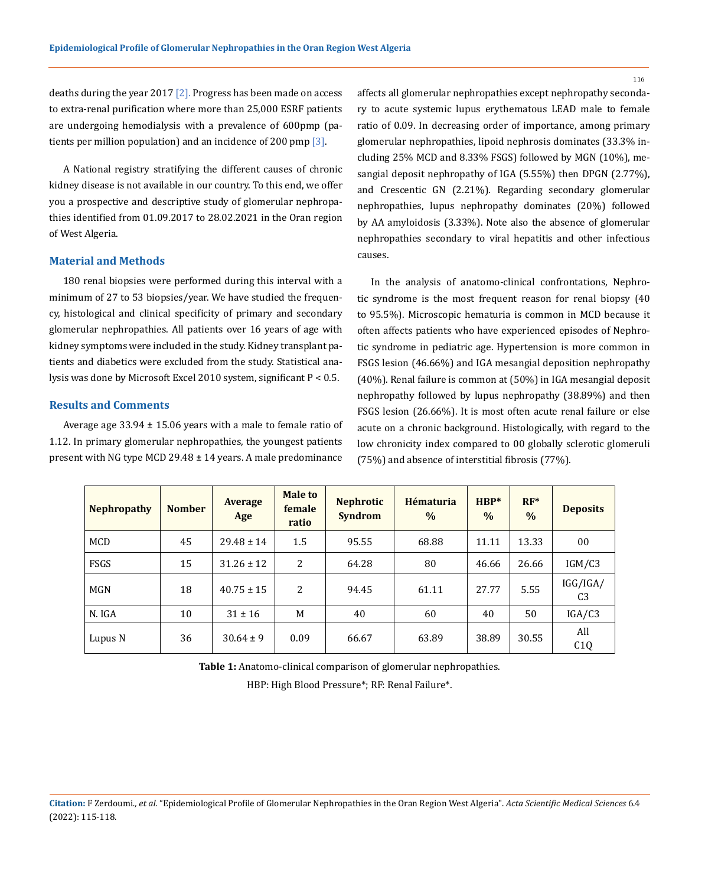deaths during the year 2017 [2]. Progress has been made on access to extra-renal purification where more than 25,000 ESRF patients are undergoing hemodialysis with a prevalence of 600pmp (patients per million population) and an incidence of 200 pmp [3].

A National registry stratifying the different causes of chronic kidney disease is not available in our country. To this end, we offer you a prospective and descriptive study of glomerular nephropathies identified from 01.09.2017 to 28.02.2021 in the Oran region of West Algeria.

## Material and Methods

180 renal biopsies were performed during this interval with a minimum of 27 to 53 biopsies/year. We have studied the frequency, histological and clinical specificity of primary and secondary glomerular nephropathies. All patients over 16 years of age with kidney symptoms were included in the study. Kidney transplant patients and diabetics were excluded from the study. Statistical analysis was done by Microsoft Excel 2010 system, significant $P < 0.5$.

## Results and Comments

Average age 33.94 ± 15.06 years with a male to female ratio of 1.12. In primary glomerular nephropathies, the youngest patients present with NG type MCD 29.48 ± 14 years. A male predominance affects all glomerular nephropathies except nephropathy secondary to acute systemic lupus erythematous LEAD male to female ratio of 0.09. In decreasing order of importance, among primary glomerular nephropathies, lipoid nephrosis dominates (33.3% including 25% MCD and 8.33% FSGS) followed by MGN (10%), mesangial deposit nephropathy of IGA (5.55%) then DPGN (2.77%), and Crescentic GN (2.21%). Regarding secondary glomerular nephropathies, lupus nephropathy dominates (20%) followed by AA amyloidosis (3.33%). Note also the absence of glomerular nephropathies secondary to viral hepatitis and other infectious causes.

In the analysis of anatomo-clinical confrontations, Nephrotic syndrome is the most frequent reason for renal biopsy (40 to 95.5%). Microscopic hematuria is common in MCD because it often affects patients who have experienced episodes of Nephrotic syndrome in pediatric age. Hypertension is more common in FSGS lesion (46.66%) and IGA mesangial deposition nephropathy (40%). Renal failure is common at (50%) in IGA mesangial deposit nephropathy followed by lupus nephropathy (38.89%) and then FSGS lesion (26.66%). It is most often acute renal failure or else acute on a chronic background. Histologically, with regard to the low chronicity index compared to 00 globally sclerotic glomeruli (75%) and absence of interstitial fibrosis (77%).

| Nephropathy | Nomber | Average Age | Male to female ratio | Nephrotic Syndrom | Hématuria % | HBP* % | RF* % | Deposits |
|---|---|---|---|---|---|---|---|---|
| MCD | 45 | 29.48 ± 14 | 1.5 | 95.55 | 68.88 | 11.11 | 13.33 | 00 |
| FSGS | 15 | 31.26 ± 12 | 2 | 64.28 | 80 | 46.66 | 26.66 | IGM/C3 |
| MGN | 18 | 40.75 ± 15 | 2 | 94.45 | 61.11 | 27.77 | 5.55 | IGG/IGA/C3 |
| N. IGA | 10 | 31 ± 16 | M | 40 | 60 | 40 | 50 | IGA/C3 |
| Lupus N | 36 | 30.64 ± 9 | 0.09 | 66.67 | 63.89 | 38.89 | 30.55 | All C1Q |

**Table 1:** Anatomo-clinical comparison of glomerular nephropathies.

HBP: High Blood Pressure*; RF: Renal Failure*.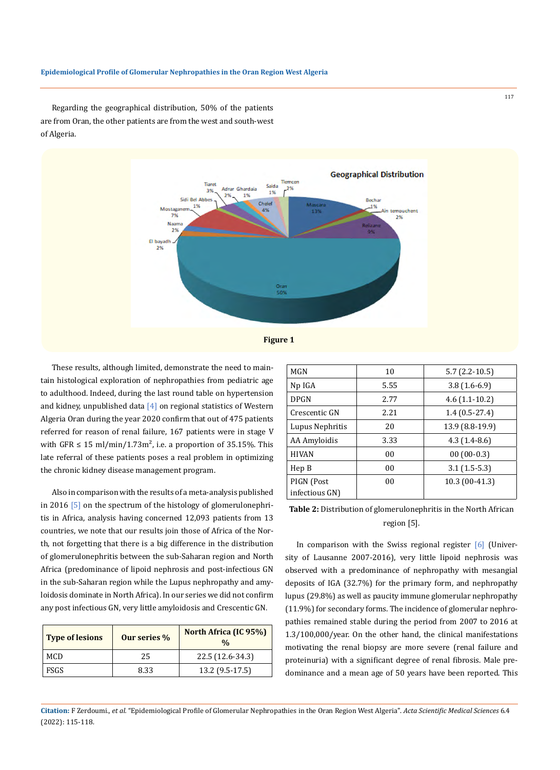Regarding the geographical distribution, 50% of the patients are from Oran, the other patients are from the west and south-west of Algeria.

**Figure 1**

These results, although limited, demonstrate the need to maintain histological exploration of nephropathies from pediatric age to adulthood. Indeed, during the last round table on hypertension and kidney, unpublished data [4] on regional statistics of Western Algeria Oran during the year 2020 confirm that out of 475 patients referred for reason of renal failure, 167 patients were in stage V with GFR ≤ 15 ml/min/1.73m$^2$, i.e. a proportion of 35.15%. This late referral of these patients poses a real problem in optimizing the chronic kidney disease management program.

Also in comparison with the results of a meta-analysis published in 2016 [5] on the spectrum of the histology of glomerulonephritis in Africa, analysis having concerned 12,093 patients from 13 countries, we note that our results join those of Africa of the North, not forgetting that there is a big difference in the distribution of glomerulonephritis between the sub-Saharan region and North Africa (predominance of lipoid nephrosis and post-infectious GN in the sub-Saharan region while the Lupus nephropathy and amyloidosis dominate in North Africa). In our series we did not confirm any post infectious GN, very little amyloidosis and Crescentic GN.

| Type of lesions | Our series % | North Africa (IC 95%) % |
|---|---|---|
| MCD | 25 | 22.5 (12.6-34.3) |
| FSGS | 8.33 | 13.2 (9.5-17.5) |
| MGN | 10 | 5.7 (2.2-10.5) |
| Np IGA | 5.55 | 3.8 (1.6-6.9) |
| DPGN | 2.77 | 4.6 (1.1-10.2) |
| Crescentic GN | 2.21 | 1.4 (0.5-27.4) |
| Lupus Nephritis | 20 | 13.9 (8.8-19.9) |
| AA Amyloidis | 3.33 | 4.3 (1.4-8.6) |
| HIVAN | 00 | 00 (00-0.3) |
| Hep B | 00 | 3.1 (1.5-5.3) |
| PIGN (Post infectious GN) | 00 | 10.3 (00-41.3) |

**Table 2:** Distribution of glomerulonephritis in the North African region [5].

In comparison with the Swiss regional register [6] (University of Lausanne 2007-2016), very little lipoid nephrosis was observed with a predominance of nephropathy with mesangial deposits of IGA (32.7%) for the primary form, and nephropathy lupus (29.8%) as well as paucity immune glomerular nephropathy (11.9%) for secondary forms. The incidence of glomerular nephropathies remained stable during the period from 2007 to 2016 at 1.3/100,000/year. On the other hand, the clinical manifestations motivating the renal biopsy are more severe (renal failure and proteinuria) with a significant degree of renal fibrosis. Male predominance and a mean age of 50 years have been reported. This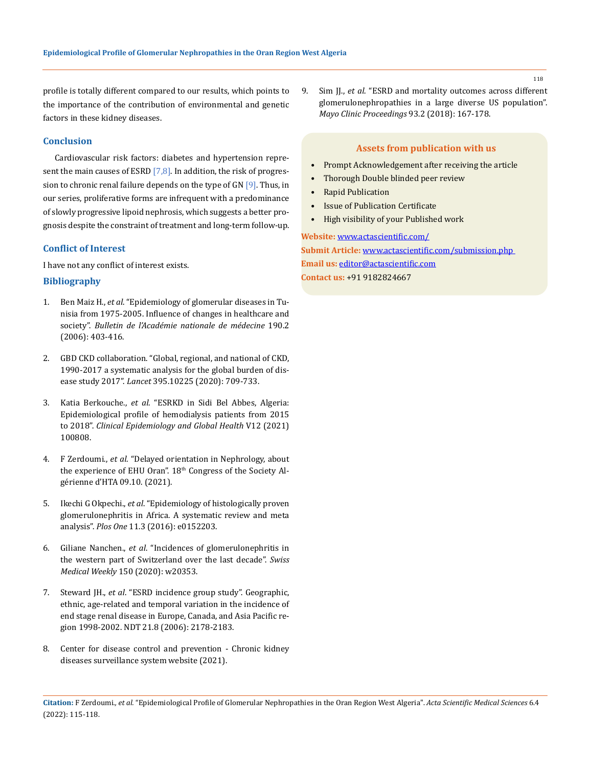profile is totally different compared to our results, which points to the importance of the contribution of environmental and genetic factors in these kidney diseases.

## Conclusion

Cardiovascular risk factors: diabetes and hypertension represent the main causes of ESRD [7,8]. In addition, the risk of progression to chronic renal failure depends on the type of GN [9]. Thus, in our series, proliferative forms are infrequent with a predominance of slowly progressive lipoid nephrosis, which suggests a better prognosis despite the constraint of treatment and long-term follow-up.

## Conflict of Interest

I have not any conflict of interest exists.

## Bibliography

1. Ben Maiz H., *et al*. “Epidemiology of glomerular diseases in Tunisia from 1975-2005. Influence of changes in healthcare and society”. *Bulletin de l’Académie nationale de médecine* 190.2 (2006): 403-416.
2. GBD CKD collaboration. “Global, regional, and national of CKD, 1990-2017 a systematic analysis for the global burden of disease study 2017”. *Lancet* 395.10225 (2020): 709-733.
3. Katia Berkouche., *et al*. “ESRKD in Sidi Bel Abbes, Algeria: Epidemiological profile of hemodialysis patients from 2015 to 2018”. *Clinical Epidemiology and Global Health* V12 (2021) 100808.
4. F Zerdoumi., *et al*. “Delayed orientation in Nephrology, about the experience of EHU Oran”. 18th Congress of the Society Algérienne d’HTA 09.10. (2021).
5. Ikechi G Okpechi., *et al*. “Epidemiology of histologically proven glomerulonephritis in Africa. A systematic review and meta analysis”. *Plos One* 11.3 (2016): e0152203.
6. Giliane Nanchen., *et al*. “Incidences of glomerulonephritis in the western part of Switzerland over the last decade”. *Swiss Medical Weekly* 150 (2020): w20353.
7. Steward JH., *et al*. “ESRD incidence group study”. Geographic, ethnic, age-related and temporal variation in the incidence of end stage renal disease in Europe, Canada, and Asia Pacific region 1998-2002. NDT 21.8 (2006): 2178-2183.
8. Center for disease control and prevention - Chronic kidney diseases surveillance system website (2021).
9. Sim JJ., *et al*. “ESRD and mortality outcomes across different glomerulonephropathies in a large diverse US population”. *Mayo Clinic Proceedings* 93.2 (2018): 167-178.

**Assets from publication with us**

- Prompt Acknowledgement after receiving the article
- Thorough Double blinded peer review
- Rapid Publication
- Issue of Publication Certificate
- High visibility of your Published work

**Website:** www.actascientific.com/

**Submit Article:** www.actascientific.com/submission.php

**Email us:** editor@actascientific.com

**Contact us:** +91 9182824667